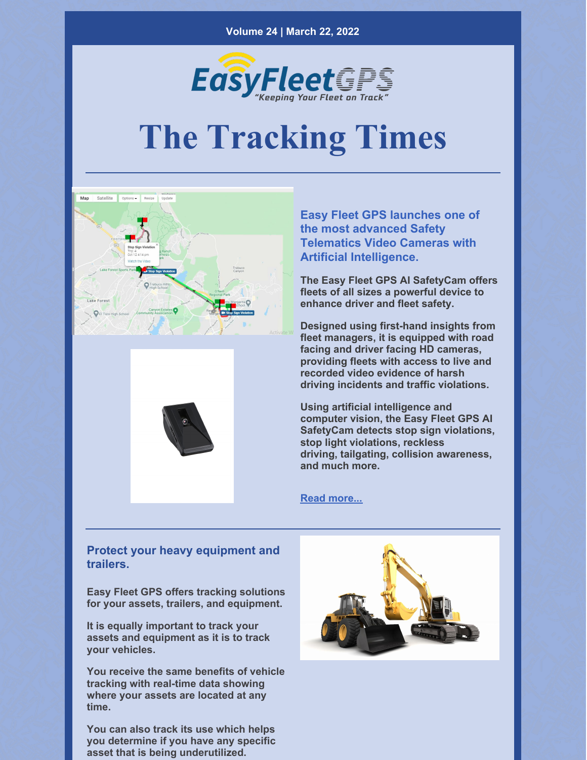Volume 24 | March 22, 2022

EasyFleetGPS

*"Keeping Your Fleet on Track"*

# The Tracking Times

---

## Easy Fleet GPS launches one of the most advanced Safety Telematics Video Cameras with Artificial Intelligence.

**The Easy Fleet GPS AI SafetyCam offers fleets of all sizes a powerful device to enhance driver and fleet safety.**

**Designed using first-hand insights from fleet managers, it is equipped with road facing and driver facing HD cameras, providing fleets with access to live and recorded video evidence of harsh driving incidents and traffic violations.**

**Using artificial intelligence and computer vision, the Easy Fleet GPS AI SafetyCam detects stop sign violations, stop light violations, reckless driving, tailgating, collision awareness, and much more.**

**Read more...**

---

## Protect your heavy equipment and trailers.

**Easy Fleet GPS offers tracking solutions for your assets, trailers, and equipment.**

**It is equally important to track your assets and equipment as it is to track your vehicles.**

**You receive the same benefits of vehicle tracking with real-time data showing where your assets are located at any time.**

**You can also track its use which helps you determine if you have any specific asset that is being underutilized.**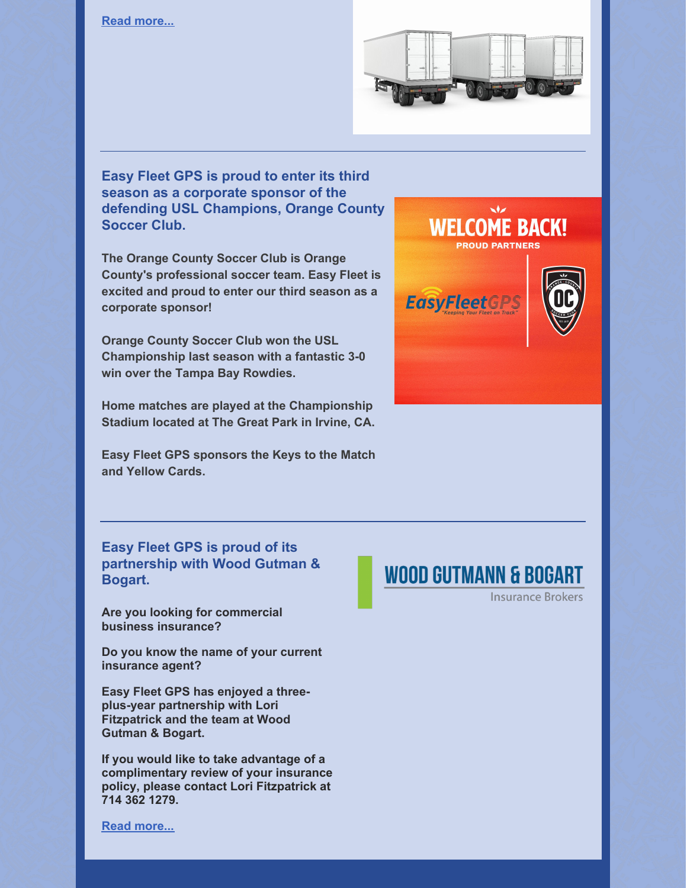Read more...

---

### Easy Fleet GPS is proud to enter its third season as a corporate sponsor of the defending USL Champions, Orange County Soccer Club.

**The Orange County Soccer Club is Orange County's professional soccer team. Easy Fleet is excited and proud to enter our third season as a corporate sponsor!**

**Orange County Soccer Club won the USL Championship last season with a fantastic 3-0 win over the Tampa Bay Rowdies.**

**Home matches are played at the Championship Stadium located at The Great Park in Irvine, CA.**

**Easy Fleet GPS sponsors the Keys to the Match and Yellow Cards.**

---

### Easy Fleet GPS is proud of its partnership with Wood Gutman & Bogart.

**Are you looking for commercial business insurance?**

**Do you know the name of your current insurance agent?**

**Easy Fleet GPS has enjoyed a three-plus-year partnership with Lori Fitzpatrick and the team at Wood Gutman & Bogart.**

**If you would like to take advantage of a complimentary review of your insurance policy, please contact Lori Fitzpatrick at 714 362 1279.**

Read more...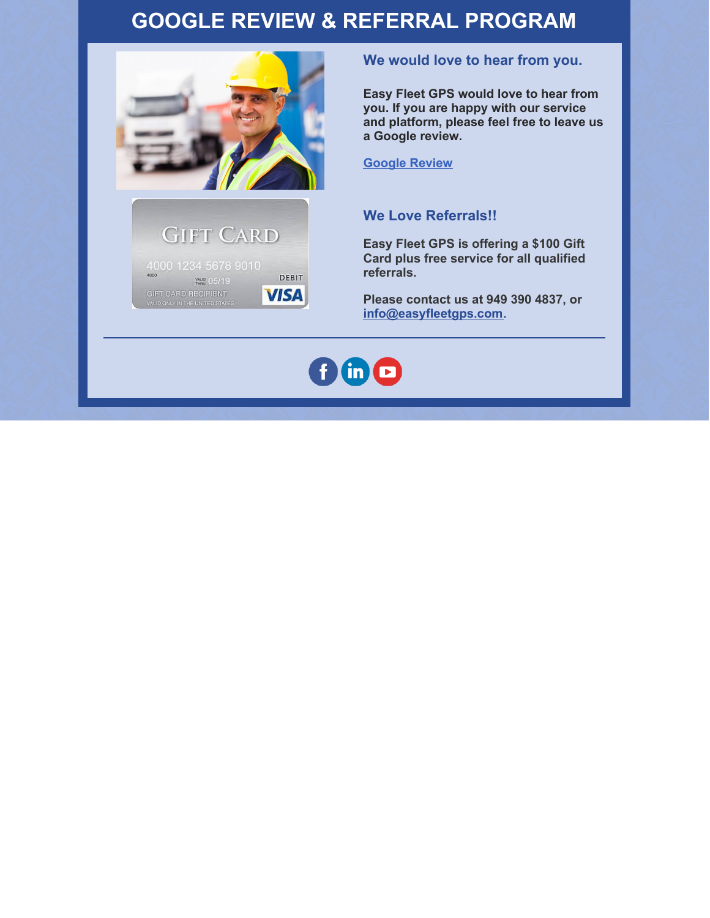# GOOGLE REVIEW & REFERRAL PROGRAM

## We would love to hear from you.

**Easy Fleet GPS would love to hear from you. If you are happy with our service and platform, please feel free to leave us a Google review.**

**Google Review**

## We Love Referrals!!

**Easy Fleet GPS is offering a $100 Gift Card plus free service for all qualified referrals.**

**Please contact us at 949 390 4837, or info@easyfleetgps.com.**